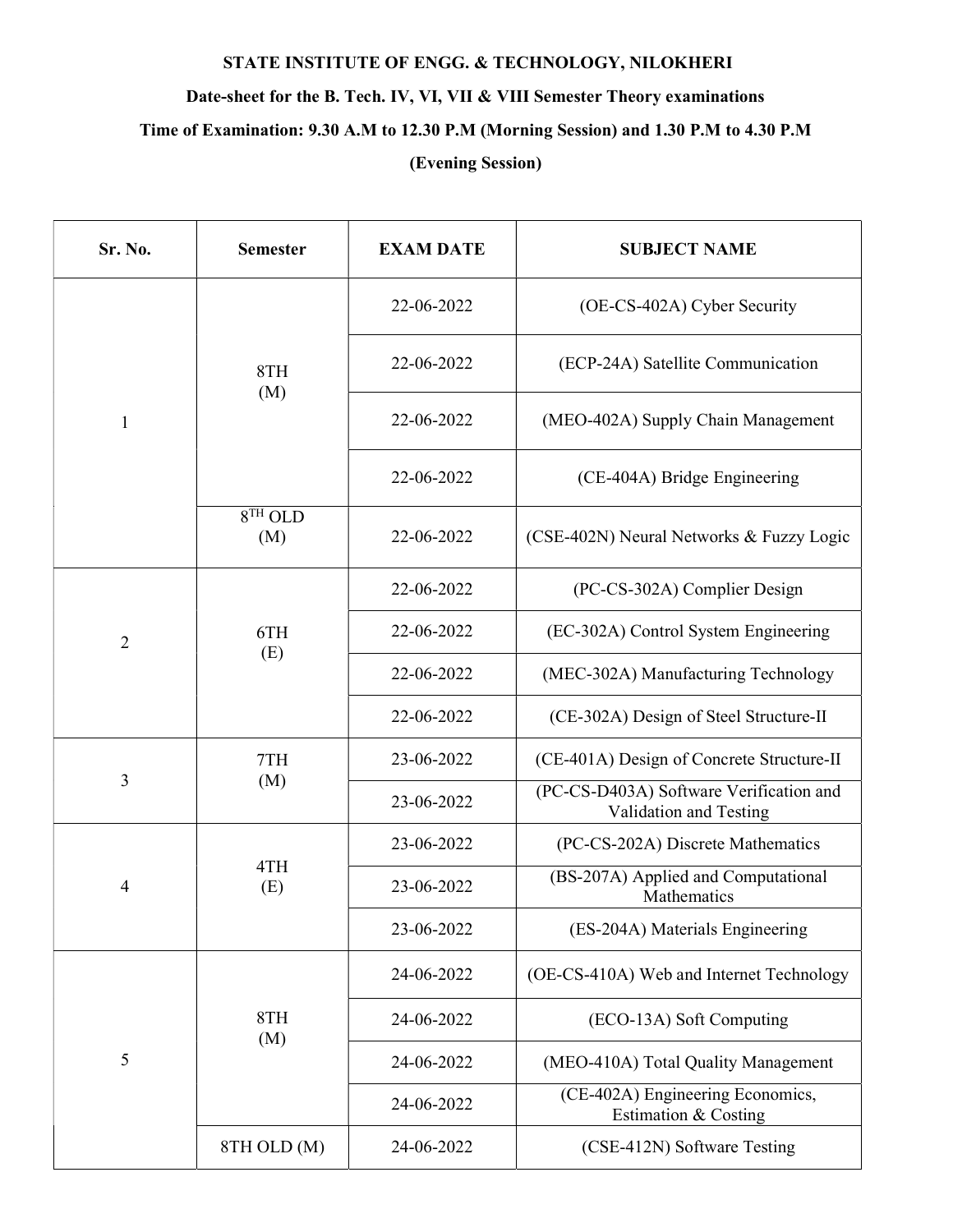**STATE INSTITUTE OF ENGG. & TECHNOLOGY, NILOKHERI**

**Date-sheet for the B. Tech. IV, VI, VII & VIII Semester Theory examinations**

**Time of Examination: 9.30 A.M to 12.30 P.M (Morning Session) and 1.30 P.M to 4.30 P.M (Evening Session)**

| Sr. No. | Semester | EXAM DATE | SUBJECT NAME |
|---|---|---|---|
| 1 | 8TH (M) | 22-06-2022 | (OE-CS-402A) Cyber Security |
| | | 22-06-2022 | (ECP-24A) Satellite Communication |
| | | 22-06-2022 | (MEO-402A) Supply Chain Management |
| | | 22-06-2022 | (CE-404A) Bridge Engineering |
| | 8TH OLD (M) | 22-06-2022 | (CSE-402N) Neural Networks & Fuzzy Logic |
| 2 | 6TH (E) | 22-06-2022 | (PC-CS-302A) Complier Design |
| | | 22-06-2022 | (EC-302A) Control System Engineering |
| | | 22-06-2022 | (MEC-302A) Manufacturing Technology |
| | | 22-06-2022 | (CE-302A) Design of Steel Structure-II |
| 3 | 7TH (M) | 23-06-2022 | (CE-401A) Design of Concrete Structure-II |
| | | 23-06-2022 | (PC-CS-D403A) Software Verification and Validation and Testing |
| 4 | 4TH (E) | 23-06-2022 | (PC-CS-202A) Discrete Mathematics |
| | | 23-06-2022 | (BS-207A) Applied and Computational Mathematics |
| | | 23-06-2022 | (ES-204A) Materials Engineering |
| 5 | 8TH (M) | 24-06-2022 | (OE-CS-410A) Web and Internet Technology |
| | | 24-06-2022 | (ECO-13A) Soft Computing |
| | | 24-06-2022 | (MEO-410A) Total Quality Management |
| | | 24-06-2022 | (CE-402A) Engineering Economics, Estimation & Costing |
| | 8TH OLD (M) | 24-06-2022 | (CSE-412N) Software Testing |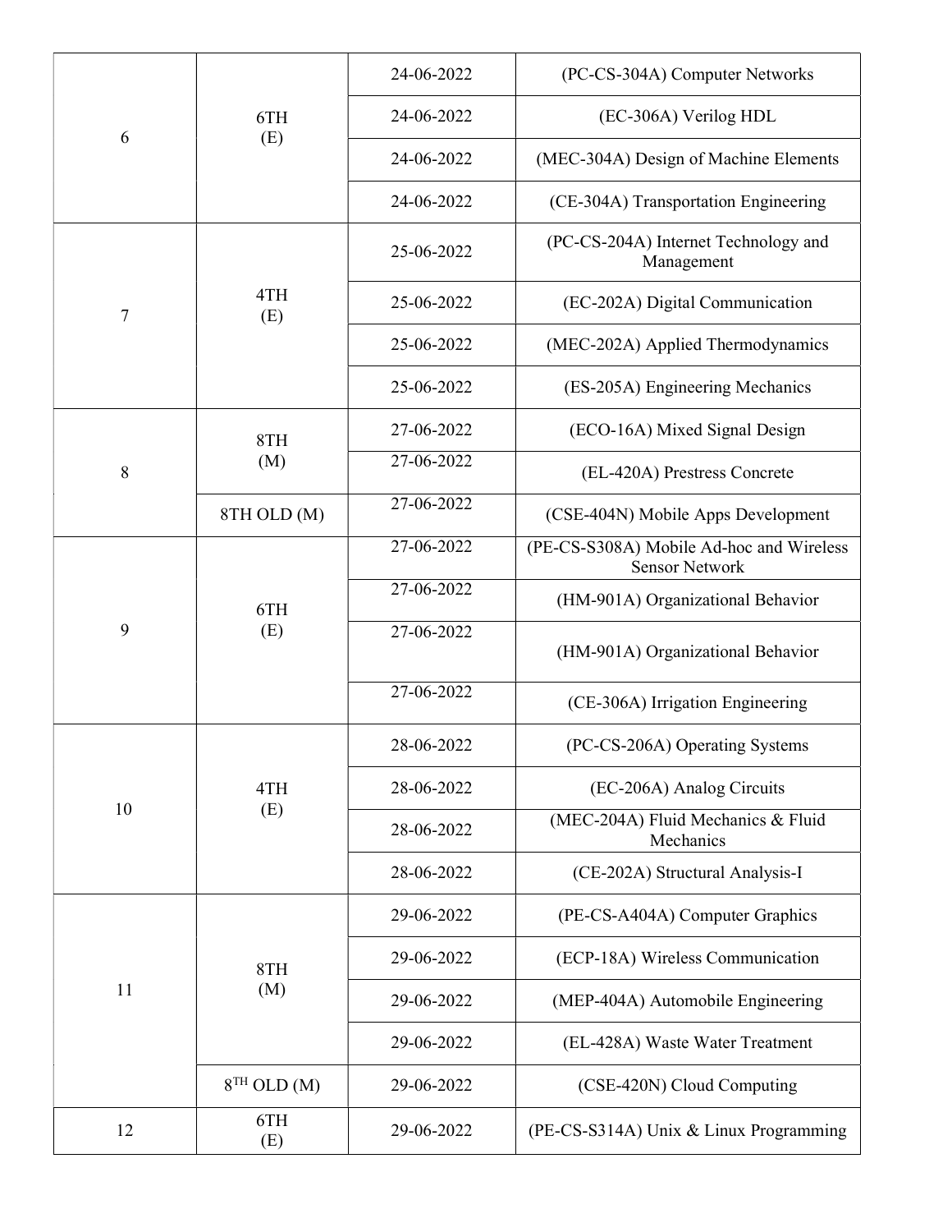| | | | |
|---|---|---|---|
| 6 | 6TH (E) | 24-06-2022 | (PC-CS-304A) Computer Networks |
| | | 24-06-2022 | (EC-306A) Verilog HDL |
| | | 24-06-2022 | (MEC-304A) Design of Machine Elements |
| | | 24-06-2022 | (CE-304A) Transportation Engineering |
| 7 | 4TH (E) | 25-06-2022 | (PC-CS-204A) Internet Technology and Management |
| | | 25-06-2022 | (EC-202A) Digital Communication |
| | | 25-06-2022 | (MEC-202A) Applied Thermodynamics |
| | | 25-06-2022 | (ES-205A) Engineering Mechanics |
| 8 | 8TH (M) | 27-06-2022 | (ECO-16A) Mixed Signal Design |
| | | 27-06-2022 | (EL-420A) Prestress Concrete |
| | 8TH OLD (M) | 27-06-2022 | (CSE-404N) Mobile Apps Development |
| 9 | 6TH (E) | 27-06-2022 | (PE-CS-S308A) Mobile Ad-hoc and Wireless Sensor Network |
| | | 27-06-2022 | (HM-901A) Organizational Behavior |
| | | 27-06-2022 | (HM-901A) Organizational Behavior |
| | | 27-06-2022 | (CE-306A) Irrigation Engineering |
| 10 | 4TH (E) | 28-06-2022 | (PC-CS-206A) Operating Systems |
| | | 28-06-2022 | (EC-206A) Analog Circuits |
| | | 28-06-2022 | (MEC-204A) Fluid Mechanics & Fluid Mechanics |
| | | 28-06-2022 | (CE-202A) Structural Analysis-I |
| 11 | 8TH (M) | 29-06-2022 | (PE-CS-A404A) Computer Graphics |
| | | 29-06-2022 | (ECP-18A) Wireless Communication |
| | | 29-06-2022 | (MEP-404A) Automobile Engineering |
| | | 29-06-2022 | (EL-428A) Waste Water Treatment |
| | 8TH OLD (M) | 29-06-2022 | (CSE-420N) Cloud Computing |
| 12 | 6TH (E) | 29-06-2022 | (PE-CS-S314A) Unix & Linux Programming |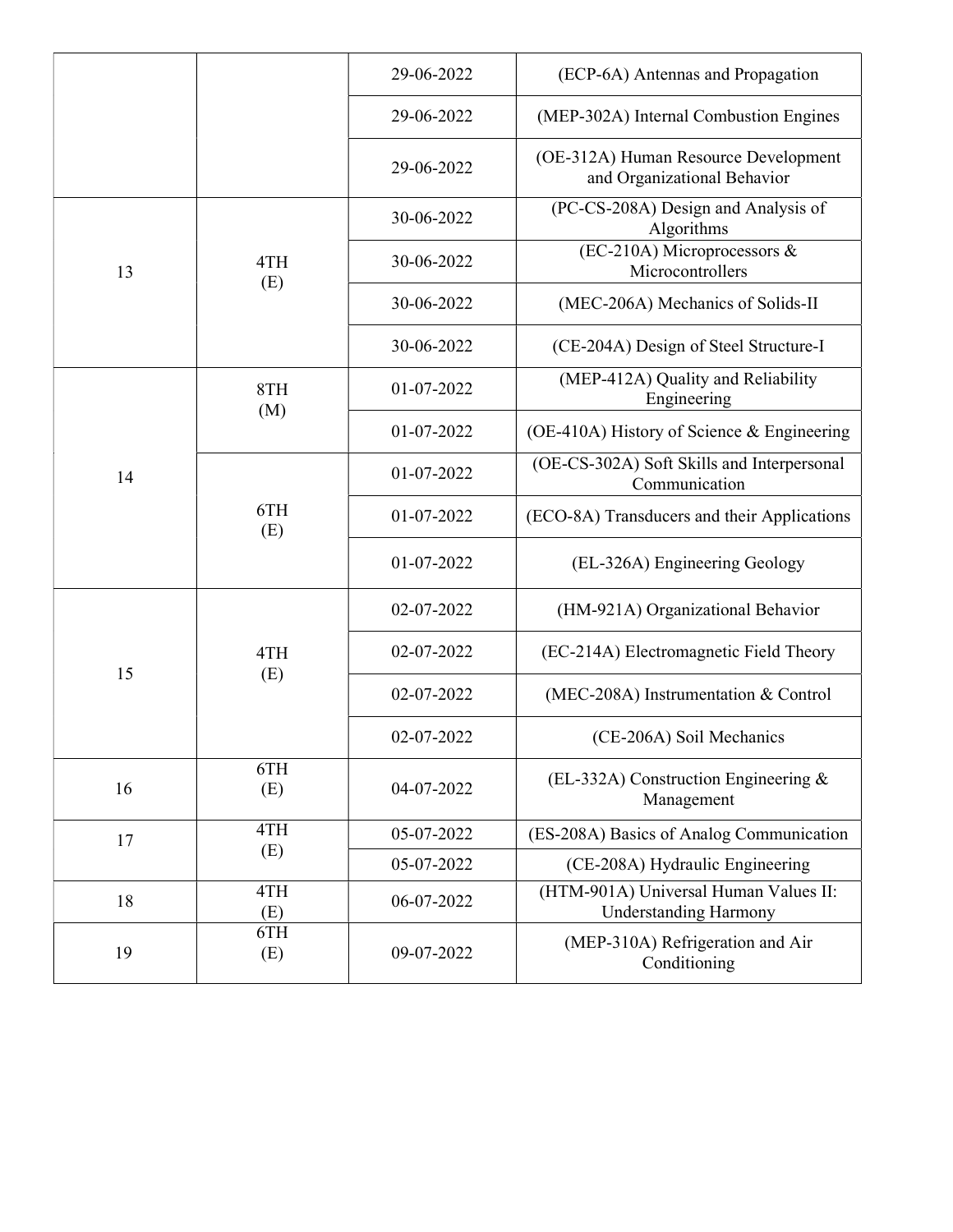| | | | |
|---|---|---|---|
| | | 29-06-2022 | (ECP-6A) Antennas and Propagation |
| | | 29-06-2022 | (MEP-302A) Internal Combustion Engines |
| | | 29-06-2022 | (OE-312A) Human Resource Development and Organizational Behavior |
| 13 | 4TH (E) | 30-06-2022 | (PC-CS-208A) Design and Analysis of Algorithms |
| | | 30-06-2022 | (EC-210A) Microprocessors & Microcontrollers |
| | | 30-06-2022 | (MEC-206A) Mechanics of Solids-II |
| | | 30-06-2022 | (CE-204A) Design of Steel Structure-I |
| 14 | 8TH (M) | 01-07-2022 | (MEP-412A) Quality and Reliability Engineering |
| | | 01-07-2022 | (OE-410A) History of Science & Engineering |
| | 6TH (E) | 01-07-2022 | (OE-CS-302A) Soft Skills and Interpersonal Communication |
| | | 01-07-2022 | (ECO-8A) Transducers and their Applications |
| | | 01-07-2022 | (EL-326A) Engineering Geology |
| 15 | 4TH (E) | 02-07-2022 | (HM-921A) Organizational Behavior |
| | | 02-07-2022 | (EC-214A) Electromagnetic Field Theory |
| | | 02-07-2022 | (MEC-208A) Instrumentation & Control |
| | | 02-07-2022 | (CE-206A) Soil Mechanics |
| 16 | 6TH (E) | 04-07-2022 | (EL-332A) Construction Engineering & Management |
| 17 | 4TH (E) | 05-07-2022 | (ES-208A) Basics of Analog Communication |
| | | 05-07-2022 | (CE-208A) Hydraulic Engineering |
| 18 | 4TH (E) | 06-07-2022 | (HTM-901A) Universal Human Values II: Understanding Harmony |
| 19 | 6TH (E) | 09-07-2022 | (MEP-310A) Refrigeration and Air Conditioning |